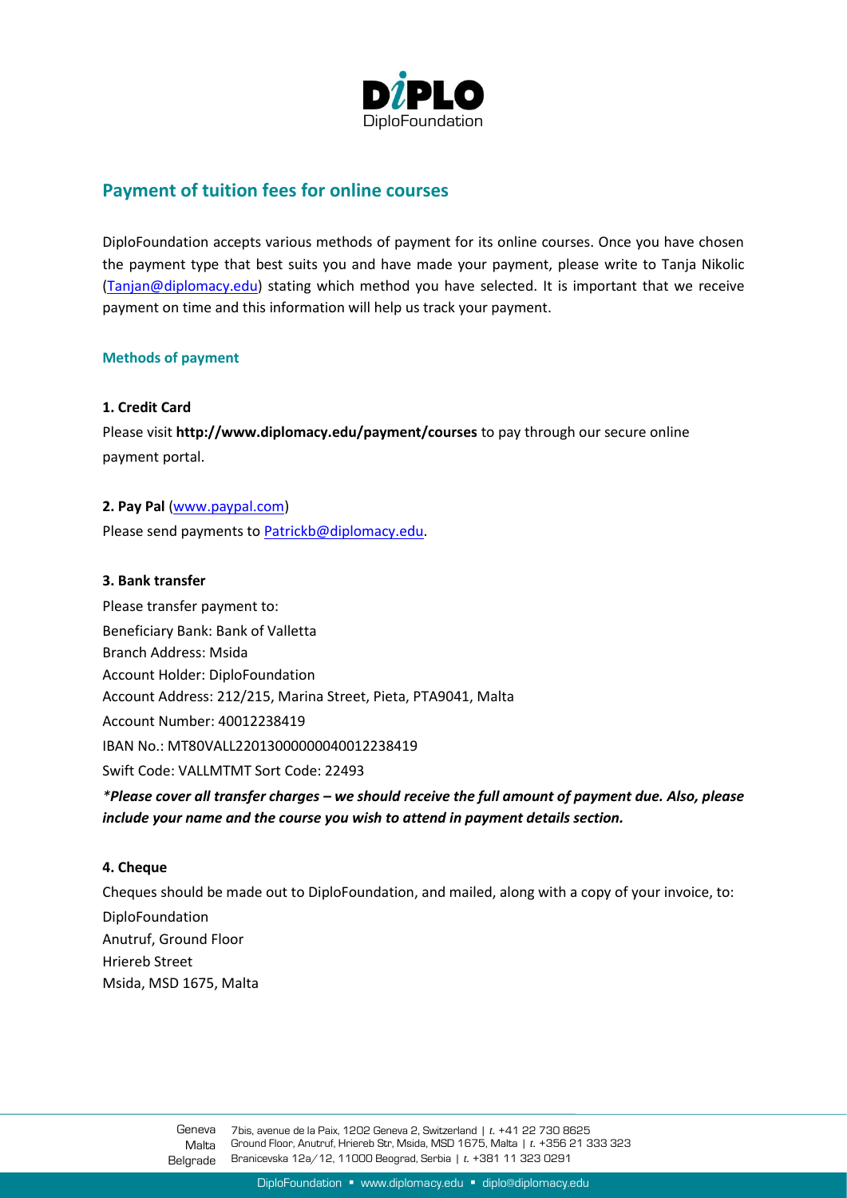## Payment of tuition fees for online courses

DiploFoundation accepts various methods of payment for its online courses. Once you have chosen the payment type that best suits you and have made your payment, please write to Tanja Nikolic (Tanjan@diplomacy.edu) stating which method you have selected. It is important that we receive payment on time and this information will help us track your payment.

### Methods of payment

**1. Credit Card**

Please visit **http://www.diplomacy.edu/payment/courses** to pay through our secure online payment portal.

**2. Pay Pal** (www.paypal.com)

Please send payments to Patrickb@diplomacy.edu.

**3. Bank transfer**

Please transfer payment to:
Beneficiary Bank: Bank of Valletta
Branch Address: Msida
Account Holder: DiploFoundation
Account Address: 212/215, Marina Street, Pieta, PTA9041, Malta
Account Number: 40012238419
IBAN No.: MT80VALL22013000000040012238419
Swift Code: VALLMTMT Sort Code: 22493

*\*Please cover all transfer charges – we should receive the full amount of payment due. Also, please include your name and the course you wish to attend in payment details section.*

**4. Cheque**

Cheques should be made out to DiploFoundation, and mailed, along with a copy of your invoice, to:
DiploFoundation
Anutruf, Ground Floor
Hriereb Street
Msida, MSD 1675, Malta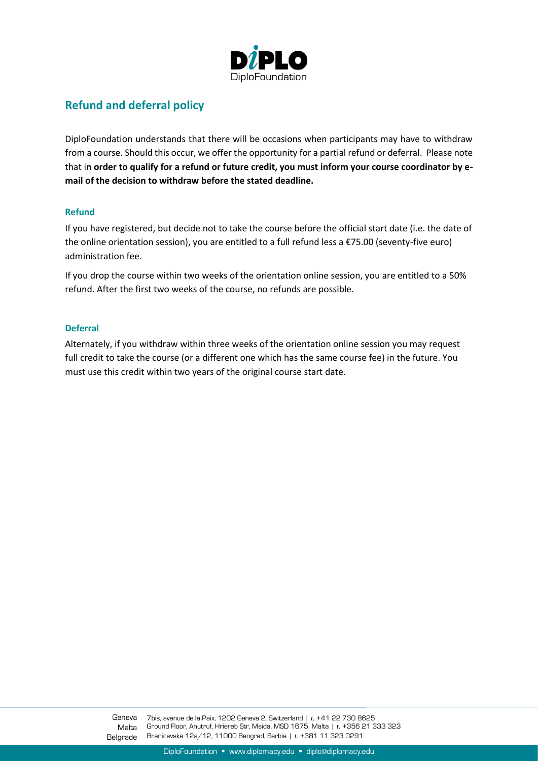## Refund and deferral policy

DiploFoundation understands that there will be occasions when participants may have to withdraw from a course. Should this occur, we offer the opportunity for a partial refund or deferral. Please note that i**n order to qualify for a refund or future credit, you must inform your course coordinator by e-mail of the decision to withdraw before the stated deadline.**

### Refund

If you have registered, but decide not to take the course before the official start date (i.e. the date of the online orientation session), you are entitled to a full refund less a €75.00 (seventy-five euro) administration fee.

If you drop the course within two weeks of the orientation online session, you are entitled to a 50% refund. After the first two weeks of the course, no refunds are possible.

### Deferral

Alternately, if you withdraw within three weeks of the orientation online session you may request full credit to take the course (or a different one which has the same course fee) in the future. You must use this credit within two years of the original course start date.